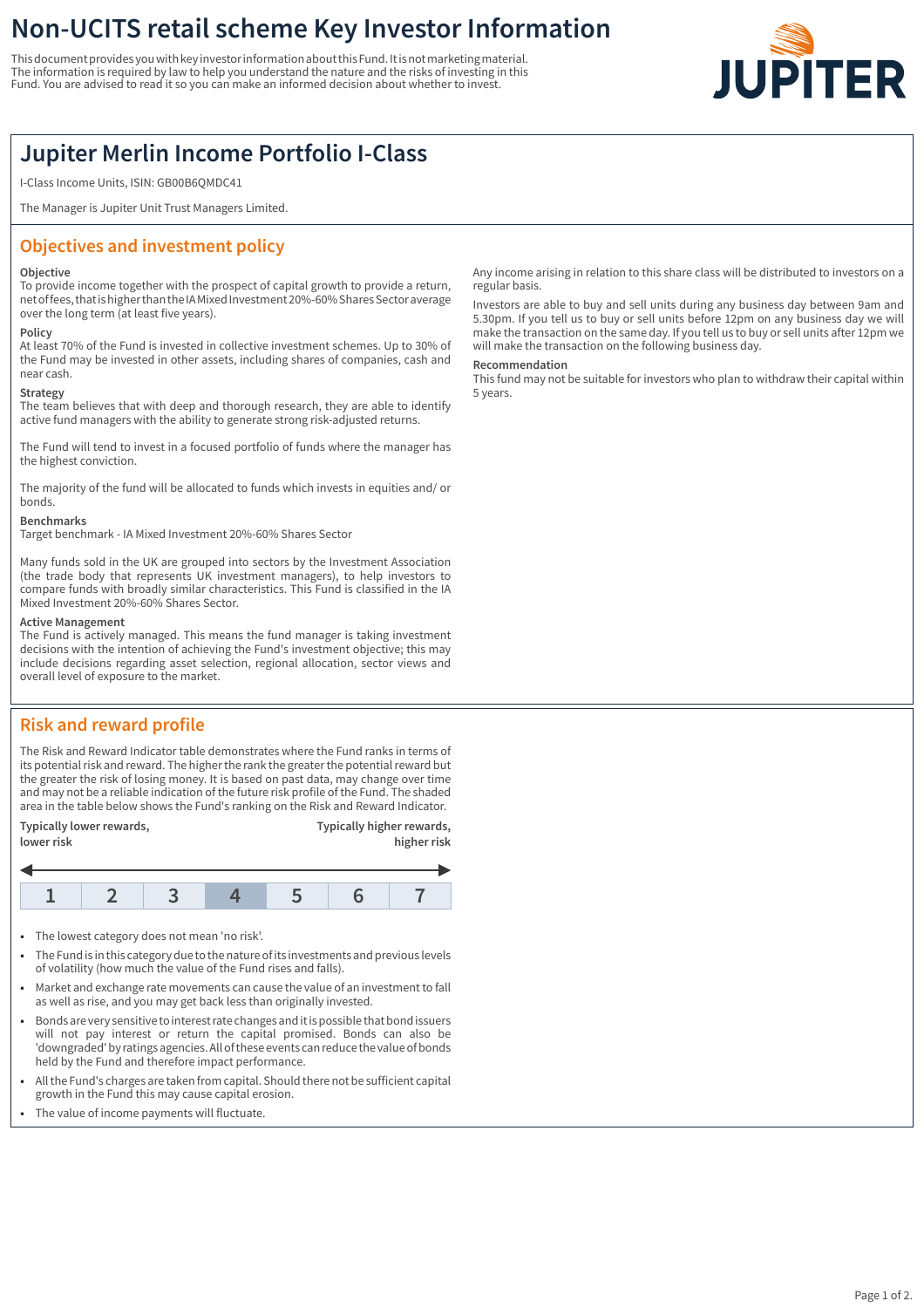# Non-UCITS retail scheme Key Investor Information

This document provides you with key investor information about this Fund. It is not marketing material. The information is required by law to help you understand the nature and the risks of investing in this Fund. You are advised to read it so you can make an informed decision about whether to invest.

JUPITER

## Jupiter Merlin Income Portfolio I-Class

I-Class Income Units, ISIN: GB00B6QMDC41

The Manager is Jupiter Unit Trust Managers Limited.

## Objectives and investment policy

**Objective**
To provide income together with the prospect of capital growth to provide a return, net of fees, that is higher than the IA Mixed Investment 20%-60% Shares Sector average over the long term (at least five years).

**Policy**
At least 70% of the Fund is invested in collective investment schemes. Up to 30% of the Fund may be invested in other assets, including shares of companies, cash and near cash.

**Strategy**
The team believes that with deep and thorough research, they are able to identify active fund managers with the ability to generate strong risk-adjusted returns.

The Fund will tend to invest in a focused portfolio of funds where the manager has the highest conviction.

The majority of the fund will be allocated to funds which invests in equities and/ or bonds.

**Benchmarks**
Target benchmark - IA Mixed Investment 20%-60% Shares Sector

Many funds sold in the UK are grouped into sectors by the Investment Association (the trade body that represents UK investment managers), to help investors to compare funds with broadly similar characteristics. This Fund is classified in the IA Mixed Investment 20%-60% Shares Sector.

**Active Management**
The Fund is actively managed. This means the fund manager is taking investment decisions with the intention of achieving the Fund's investment objective; this may include decisions regarding asset selection, regional allocation, sector views and overall level of exposure to the market.

Any income arising in relation to this share class will be distributed to investors on a regular basis.

Investors are able to buy and sell units during any business day between 9am and 5.30pm. If you tell us to buy or sell units before 12pm on any business day we will make the transaction on the same day. If you tell us to buy or sell units after 12pm we will make the transaction on the following business day.

**Recommendation**
This fund may not be suitable for investors who plan to withdraw their capital within 5 years.

## Risk and reward profile

The Risk and Reward Indicator table demonstrates where the Fund ranks in terms of its potential risk and reward. The higher the rank the greater the potential reward but the greater the risk of losing money. It is based on past data, may change over time and may not be a reliable indication of the future risk profile of the Fund. The shaded area in the table below shows the Fund's ranking on the Risk and Reward Indicator.

**Typically lower rewards, lower risk** — **Typically higher rewards, higher risk**

| 1 | 2 | 3 | **4** | 5 | 6 | 7 |
|---|---|---|---|---|---|---|

(The Fund is ranked in category 4.)

- The lowest category does not mean 'no risk'.
- The Fund is in this category due to the nature of its investments and previous levels of volatility (how much the value of the Fund rises and falls).
- Market and exchange rate movements can cause the value of an investment to fall as well as rise, and you may get back less than originally invested.
- Bonds are very sensitive to interest rate changes and it is possible that bond issuers will not pay interest or return the capital promised. Bonds can also be 'downgraded' by ratings agencies. All of these events can reduce the value of bonds held by the Fund and therefore impact performance.
- All the Fund's charges are taken from capital. Should there not be sufficient capital growth in the Fund this may cause capital erosion.
- The value of income payments will fluctuate.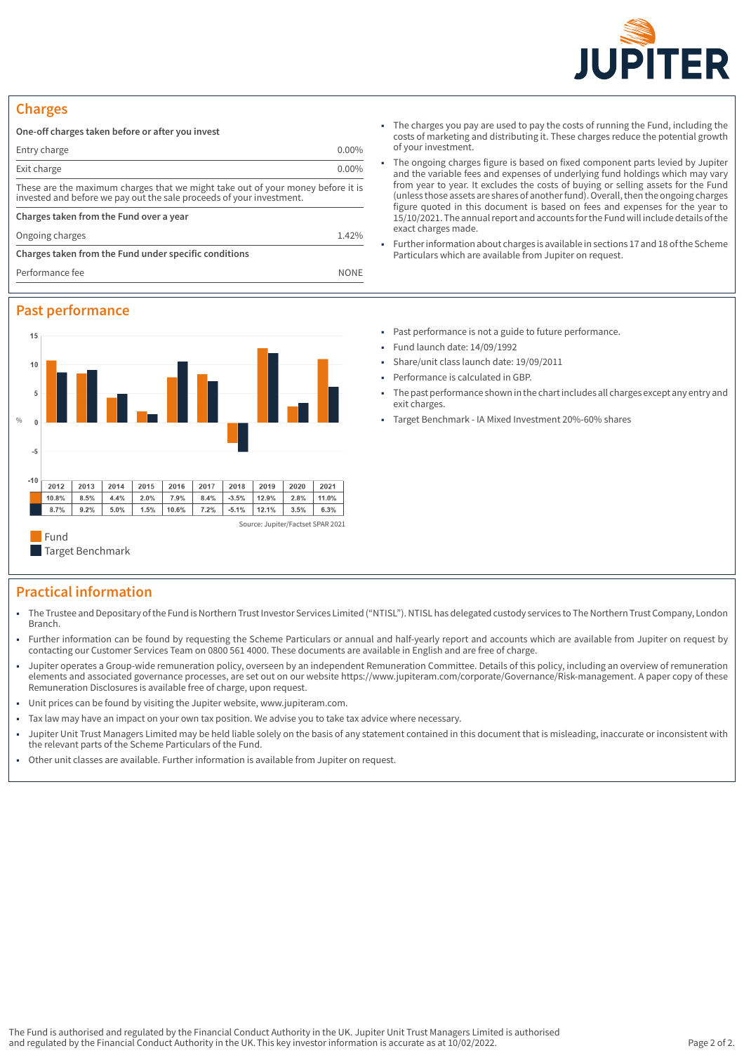## Charges

| One-off charges taken before or after you invest | |
|---|---|
| Entry charge | 0.00% |
| Exit charge | 0.00% |
| These are the maximum charges that we might take out of your money before it is invested and before we pay out the sale proceeds of your investment. | |
| **Charges taken from the Fund over a year** | |
| Ongoing charges | 1.42% |
| **Charges taken from the Fund under specific conditions** | |
| Performance fee | NONE |

- The charges you pay are used to pay the costs of running the Fund, including the costs of marketing and distributing it. These charges reduce the potential growth of your investment.
- The ongoing charges figure is based on fixed component parts levied by Jupiter and the variable fees and expenses of underlying fund holdings which may vary from year to year. It excludes the costs of buying or selling assets for the Fund (unless those assets are shares of another fund). Overall, then the ongoing charges figure quoted in this document is based on fees and expenses for the year to 15/10/2021. The annual report and accounts for the Fund will include details of the exact charges made.
- Further information about charges is available in sections 17 and 18 of the Scheme Particulars which are available from Jupiter on request.

## Past performance

15
10
5
%
0
-5
-10

2012 2013 2014 2015 2016 2017 2018 2019 2020 2021

Fund: 10.8% 8.5% 4.4% 2.0% 7.9% 8.4% -3.5% 12.9% 2.8% 11.0%

Target Benchmark: 8.7% 9.2% 5.0% 1.5% 10.6% 7.2% -5.1% 12.1% 3.5% 6.3%

Source: Jupiter/Factset SPAR 2021

Fund

Target Benchmark

- Past performance is not a guide to future performance.
- Fund launch date: 14/09/1992
- Share/unit class launch date: 19/09/2011
- Performance is calculated in GBP.
- The past performance shown in the chart includes all charges except any entry and exit charges.
- Target Benchmark - IA Mixed Investment 20%-60% shares

## Practical information

- The Trustee and Depositary of the Fund is Northern Trust Investor Services Limited ("NTISL"). NTISL has delegated custody services to The Northern Trust Company, London Branch.
- Further information can be found by requesting the Scheme Particulars or annual and half-yearly report and accounts which are available from Jupiter on request by contacting our Customer Services Team on 0800 561 4000. These documents are available in English and are free of charge.
- Jupiter operates a Group-wide remuneration policy, overseen by an independent Remuneration Committee. Details of this policy, including an overview of remuneration elements and associated governance processes, are set out on our website https://www.jupiteram.com/corporate/Governance/Risk-management. A paper copy of these Remuneration Disclosures is available free of charge, upon request.
- Unit prices can be found by visiting the Jupiter website, www.jupiteram.com.
- Tax law may have an impact on your own tax position. We advise you to take tax advice where necessary.
- Jupiter Unit Trust Managers Limited may be held liable solely on the basis of any statement contained in this document that is misleading, inaccurate or inconsistent with the relevant parts of the Scheme Particulars of the Fund.
- Other unit classes are available. Further information is available from Jupiter on request.

The Fund is authorised and regulated by the Financial Conduct Authority in the UK. Jupiter Unit Trust Managers Limited is authorised and regulated by the Financial Conduct Authority in the UK. This key investor information is accurate as at 10/02/2022.